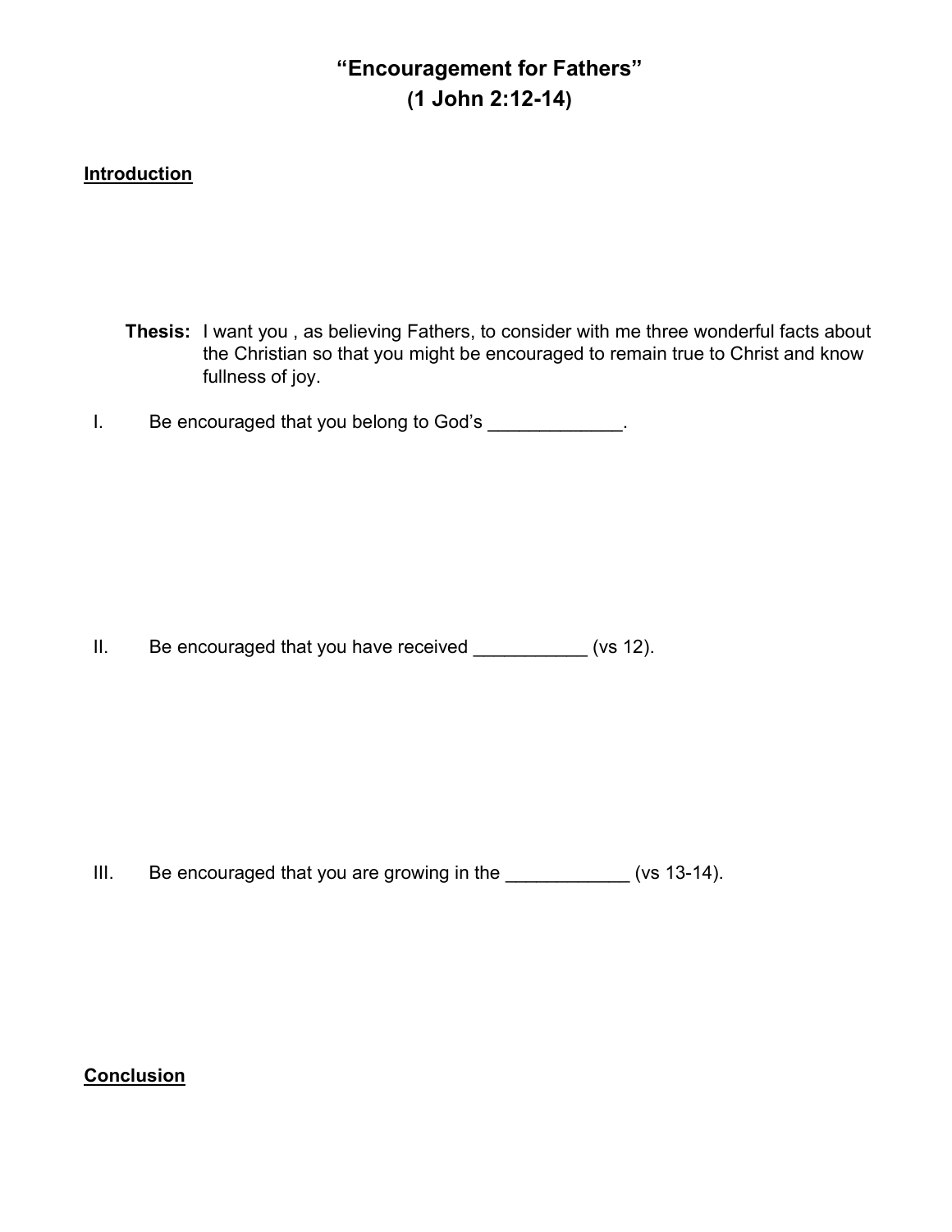# "Encouragement for Fathers"
## (1 John 2:12-14)

**Introduction**

**Thesis:** I want you , as believing Fathers, to consider with me three wonderful facts about the Christian so that you might be encouraged to remain true to Christ and know fullness of joy.

I. Be encouraged that you belong to God's _____________.

II. Be encouraged that you have received ___________ (vs 12).

III. Be encouraged that you are growing in the ____________ (vs 13-14).

**Conclusion**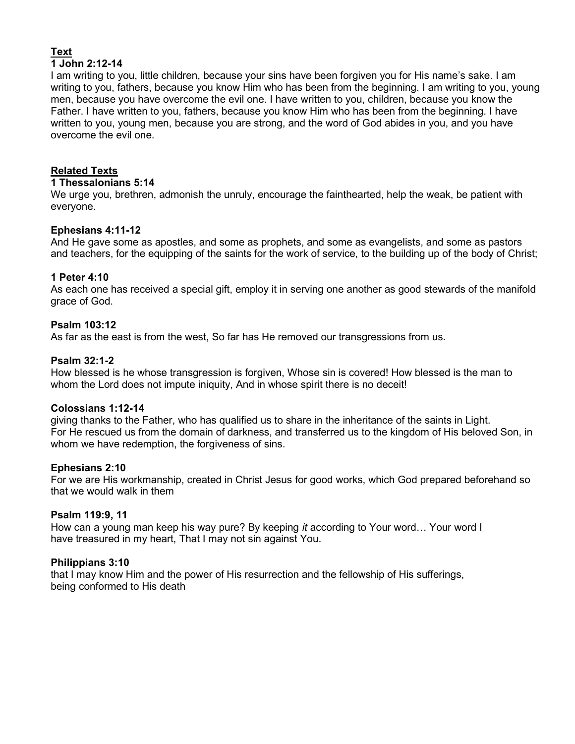## **Text**

**1 John 2:12-14**

I am writing to you, little children, because your sins have been forgiven you for His name's sake. I am writing to you, fathers, because you know Him who has been from the beginning. I am writing to you, young men, because you have overcome the evil one. I have written to you, children, because you know the Father. I have written to you, fathers, because you know Him who has been from the beginning. I have written to you, young men, because you are strong, and the word of God abides in you, and you have overcome the evil one.

## **Related Texts**

**1 Thessalonians 5:14**

We urge you, brethren, admonish the unruly, encourage the fainthearted, help the weak, be patient with everyone.

**Ephesians 4:11-12**

And He gave some as apostles, and some as prophets, and some as evangelists, and some as pastors and teachers, for the equipping of the saints for the work of service, to the building up of the body of Christ;

**1 Peter 4:10**

As each one has received a special gift, employ it in serving one another as good stewards of the manifold grace of God.

**Psalm 103:12**

As far as the east is from the west, So far has He removed our transgressions from us.

**Psalm 32:1-2**

How blessed is he whose transgression is forgiven, Whose sin is covered! How blessed is the man to whom the Lord does not impute iniquity, And in whose spirit there is no deceit!

**Colossians 1:12-14**

giving thanks to the Father, who has qualified us to share in the inheritance of the saints in Light.
For He rescued us from the domain of darkness, and transferred us to the kingdom of His beloved Son, in whom we have redemption, the forgiveness of sins.

**Ephesians 2:10**

For we are His workmanship, created in Christ Jesus for good works, which God prepared beforehand so that we would walk in them

**Psalm 119:9, 11**

How can a young man keep his way pure? By keeping *it* according to Your word… Your word I have treasured in my heart, That I may not sin against You.

**Philippians 3:10**

that I may know Him and the power of His resurrection and the fellowship of His sufferings, being conformed to His death